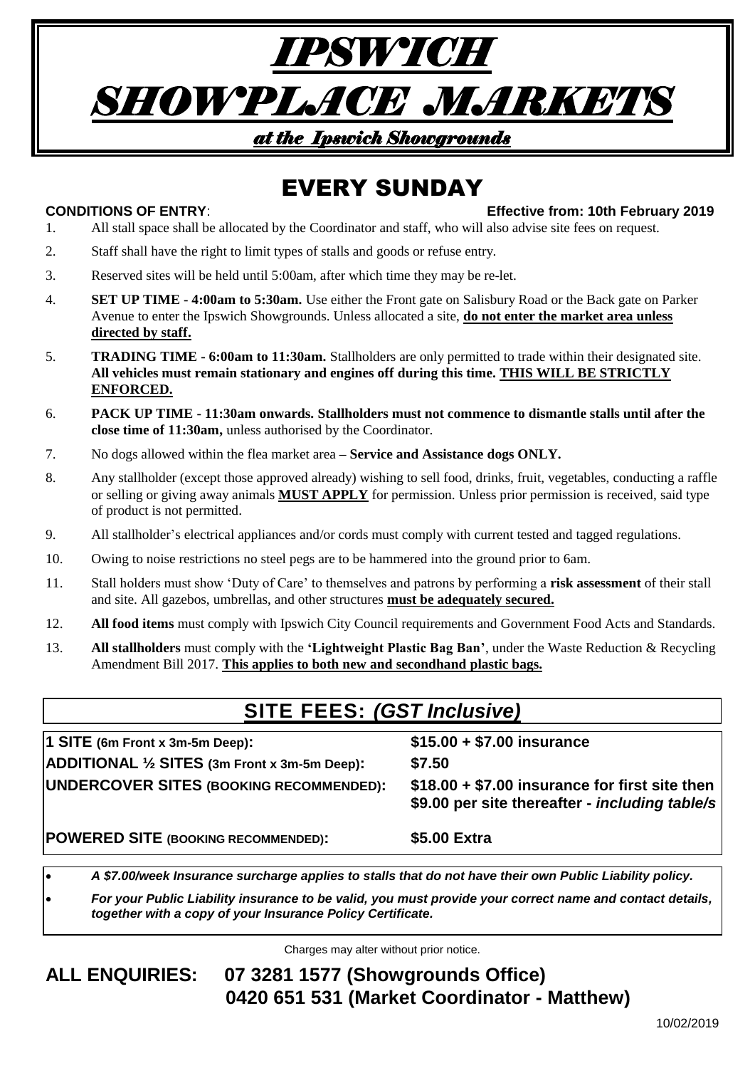# IPSWICH SHOWPLACE MARKETS

***at the Ipswich Showgrounds***

## EVERY SUNDAY

**CONDITIONS OF ENTRY**: **Effective from: 10th February 2019**

1. All stall space shall be allocated by the Coordinator and staff, who will also advise site fees on request.
2. Staff shall have the right to limit types of stalls and goods or refuse entry.
3. Reserved sites will be held until 5:00am, after which time they may be re-let.
4. **SET UP TIME - 4:00am to 5:30am.** Use either the Front gate on Salisbury Road or the Back gate on Parker Avenue to enter the Ipswich Showgrounds. Unless allocated a site, **do not enter the market area unless directed by staff.**
5. **TRADING TIME - 6:00am to 11:30am.** Stallholders are only permitted to trade within their designated site. **All vehicles must remain stationary and engines off during this time. THIS WILL BE STRICTLY ENFORCED.**
6. **PACK UP TIME - 11:30am onwards. Stallholders must not commence to dismantle stalls until after the close time of 11:30am,** unless authorised by the Coordinator.
7. No dogs allowed within the flea market area – **Service and Assistance dogs ONLY.**
8. Any stallholder (except those approved already) wishing to sell food, drinks, fruit, vegetables, conducting a raffle or selling or giving away animals **MUST APPLY** for permission. Unless prior permission is received, said type of product is not permitted.
9. All stallholder's electrical appliances and/or cords must comply with current tested and tagged regulations.
10. Owing to noise restrictions no steel pegs are to be hammered into the ground prior to 6am.
11. Stall holders must show 'Duty of Care' to themselves and patrons by performing a **risk assessment** of their stall and site. All gazebos, umbrellas, and other structures **must be adequately secured.**
12. **All food items** must comply with Ipswich City Council requirements and Government Food Acts and Standards.
13. **All stallholders** must comply with the **'Lightweight Plastic Bag Ban'**, under the Waste Reduction & Recycling Amendment Bill 2017. **This applies to both new and secondhand plastic bags.**

## SITE FEES: *(GST Inclusive)*

| | |
|---|---|
| **1 SITE (6m Front x 3m-5m Deep):** | **$15.00 + $7.00 insurance** |
| **ADDITIONAL ½ SITES (3m Front x 3m-5m Deep):** | **$7.50** |
| **UNDERCOVER SITES (BOOKING RECOMMENDED):** | **$18.00 + $7.00 insurance for first site then $9.00 per site thereafter - *including table/s*** |
| **POWERED SITE (BOOKING RECOMMENDED):** | **$5.00 Extra** |

- ***A $7.00/week Insurance surcharge applies to stalls that do not have their own Public Liability policy.***
- ***For your Public Liability insurance to be valid, you must provide your correct name and contact details, together with a copy of your Insurance Policy Certificate.***

Charges may alter without prior notice.

**ALL ENQUIRIES: 07 3281 1577 (Showgrounds Office)**
**0420 651 531 (Market Coordinator - Matthew)**

10/02/2019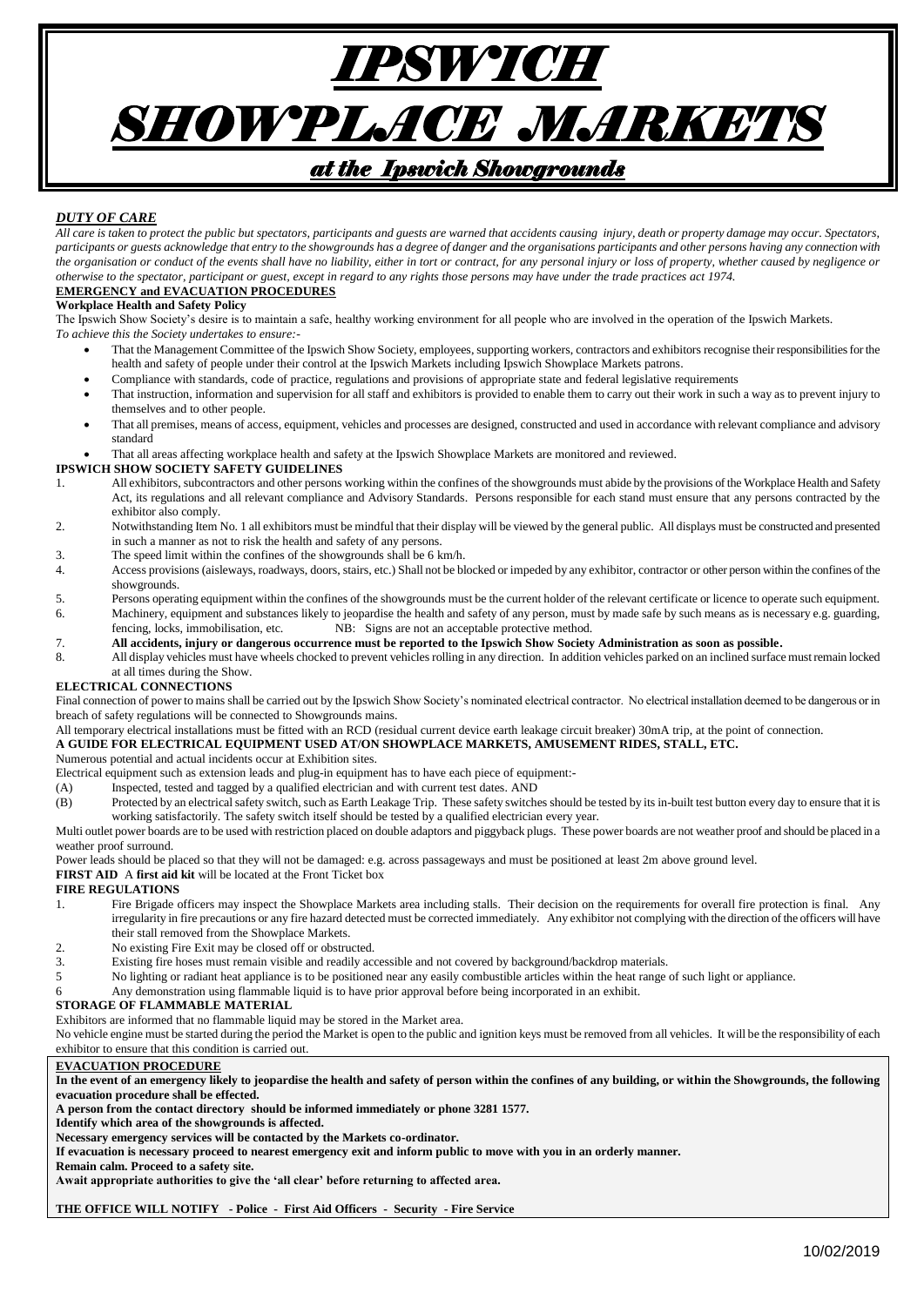# IPSWICH SHOWPLACE MARKETS

## at the Ipswich Showgrounds

***DUTY OF CARE***

*All care is taken to protect the public but spectators, participants and guests are warned that accidents causing injury, death or property damage may occur. Spectators, participants or guests acknowledge that entry to the showgrounds has a degree of danger and the organisations participants and other persons having any connection with the organisation or conduct of the events shall have no liability, either in tort or contract, for any personal injury or loss of property, whether caused by negligence or otherwise to the spectator, participant or guest, except in regard to any rights those persons may have under the trade practices act 1974.*

**EMERGENCY and EVACUATION PROCEDURES**

**Workplace Health and Safety Policy**

The Ipswich Show Society's desire is to maintain a safe, healthy working environment for all people who are involved in the operation of the Ipswich Markets.

*To achieve this the Society undertakes to ensure:-*

- That the Management Committee of the Ipswich Show Society, employees, supporting workers, contractors and exhibitors recognise their responsibilities for the health and safety of people under their control at the Ipswich Markets including Ipswich Showplace Markets patrons.
- Compliance with standards, code of practice, regulations and provisions of appropriate state and federal legislative requirements
- That instruction, information and supervision for all staff and exhibitors is provided to enable them to carry out their work in such a way as to prevent injury to themselves and to other people.
- That all premises, means of access, equipment, vehicles and processes are designed, constructed and used in accordance with relevant compliance and advisory standard
- That all areas affecting workplace health and safety at the Ipswich Showplace Markets are monitored and reviewed.

**IPSWICH SHOW SOCIETY SAFETY GUIDELINES**

1. All exhibitors, subcontractors and other persons working within the confines of the showgrounds must abide by the provisions of the Workplace Health and Safety Act, its regulations and all relevant compliance and Advisory Standards. Persons responsible for each stand must ensure that any persons contracted by the exhibitor also comply.
2. Notwithstanding Item No. 1 all exhibitors must be mindful that their display will be viewed by the general public. All displays must be constructed and presented in such a manner as not to risk the health and safety of any persons.
3. The speed limit within the confines of the showgrounds shall be 6 km/h.
4. Access provisions (aisleways, roadways, doors, stairs, etc.) Shall not be blocked or impeded by any exhibitor, contractor or other person within the confines of the showgrounds.
5. Persons operating equipment within the confines of the showgrounds must be the current holder of the relevant certificate or licence to operate such equipment.
6. Machinery, equipment and substances likely to jeopardise the health and safety of any person, must by made safe by such means as is necessary e.g. guarding, fencing, locks, immobilisation, etc. NB: Signs are not an acceptable protective method.
7. **All accidents, injury or dangerous occurrence must be reported to the Ipswich Show Society Administration as soon as possible.**
8. All display vehicles must have wheels chocked to prevent vehicles rolling in any direction. In addition vehicles parked on an inclined surface must remain locked at all times during the Show.

**ELECTRICAL CONNECTIONS**

Final connection of power to mains shall be carried out by the Ipswich Show Society's nominated electrical contractor. No electrical installation deemed to be dangerous or in breach of safety regulations will be connected to Showgrounds mains.

All temporary electrical installations must be fitted with an RCD (residual current device earth leakage circuit breaker) 30mA trip, at the point of connection.

**A GUIDE FOR ELECTRICAL EQUIPMENT USED AT/ON SHOWPLACE MARKETS, AMUSEMENT RIDES, STALL, ETC.**

Numerous potential and actual incidents occur at Exhibition sites.

Electrical equipment such as extension leads and plug-in equipment has to have each piece of equipment:-

(A) Inspected, tested and tagged by a qualified electrician and with current test dates. AND

(B) Protected by an electrical safety switch, such as Earth Leakage Trip. These safety switches should be tested by its in-built test button every day to ensure that it is working satisfactorily. The safety switch itself should be tested by a qualified electrician every year.

Multi outlet power boards are to be used with restriction placed on double adaptors and piggyback plugs. These power boards are not weather proof and should be placed in a weather proof surround.

Power leads should be placed so that they will not be damaged: e.g. across passageways and must be positioned at least 2m above ground level.

**FIRST AID** A **first aid kit** will be located at the Front Ticket box

**FIRE REGULATIONS**

1. Fire Brigade officers may inspect the Showplace Markets area including stalls. Their decision on the requirements for overall fire protection is final. Any irregularity in fire precautions or any fire hazard detected must be corrected immediately. Any exhibitor not complying with the direction of the officers will have their stall removed from the Showplace Markets.
2. No existing Fire Exit may be closed off or obstructed.
3. Existing fire hoses must remain visible and readily accessible and not covered by background/backdrop materials.

5 No lighting or radiant heat appliance is to be positioned near any easily combustible articles within the heat range of such light or appliance.

6 Any demonstration using flammable liquid is to have prior approval before being incorporated in an exhibit.

**STORAGE OF FLAMMABLE MATERIAL**

Exhibitors are informed that no flammable liquid may be stored in the Market area.

No vehicle engine must be started during the period the Market is open to the public and ignition keys must be removed from all vehicles. It will be the responsibility of each exhibitor to ensure that this condition is carried out.

**EVACUATION PROCEDURE**

**In the event of an emergency likely to jeopardise the health and safety of person within the confines of any building, or within the Showgrounds, the following evacuation procedure shall be effected.**

**A person from the contact directory should be informed immediately or phone 3281 1577.**

**Identify which area of the showgrounds is affected.**

**Necessary emergency services will be contacted by the Markets co-ordinator.**

**If evacuation is necessary proceed to nearest emergency exit and inform public to move with you in an orderly manner.**

**Remain calm. Proceed to a safety site.**

**Await appropriate authorities to give the 'all clear' before returning to affected area.**

**THE OFFICE WILL NOTIFY - Police - First Aid Officers - Security - Fire Service**

10/02/2019